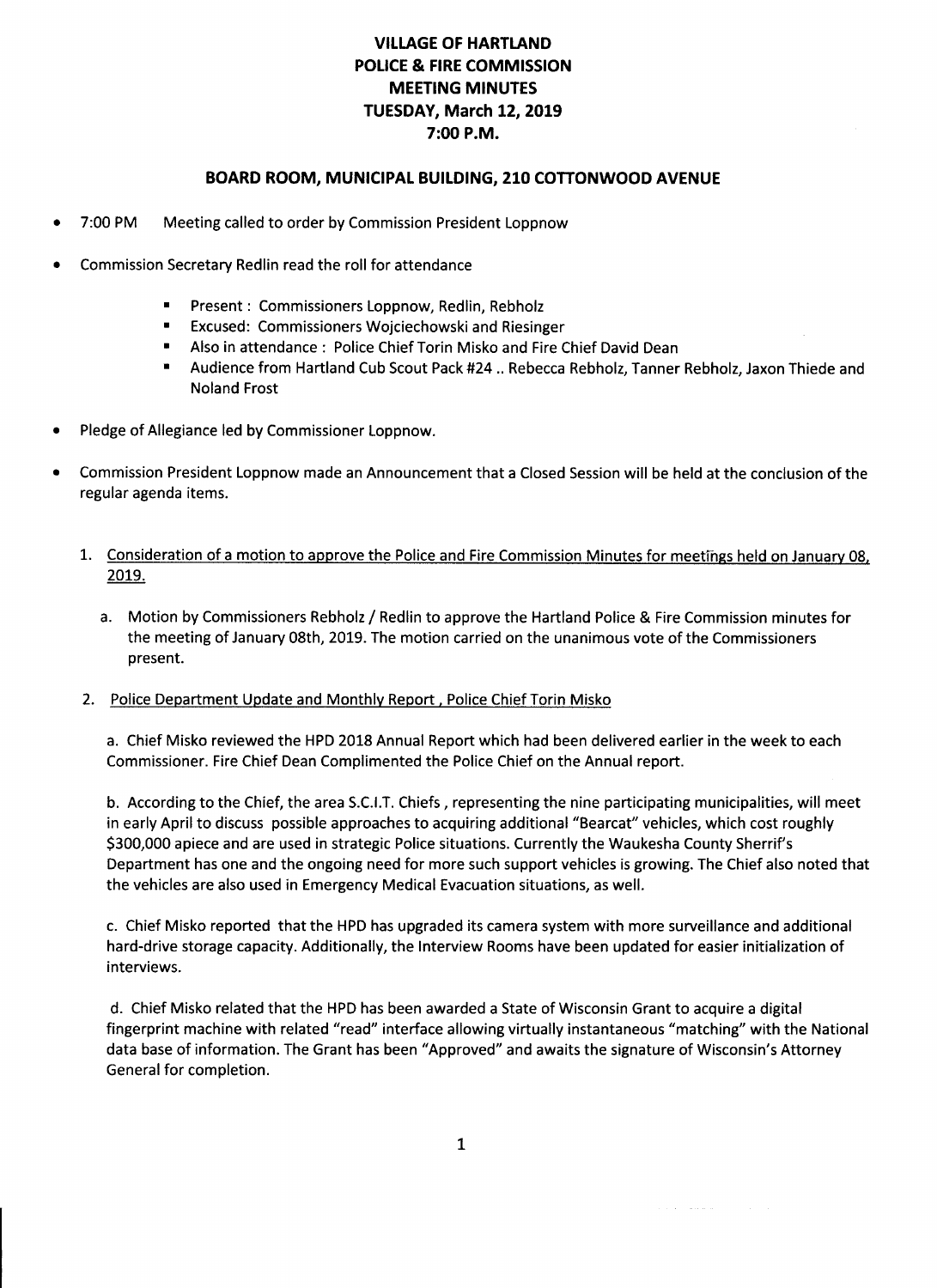# VILLAGE OF HARTLAND
# POLICE & FIRE COMMISSION
# MEETING MINUTES
# TUESDAY, March 12, 2019
# 7:00 P.M.

## BOARD ROOM, MUNICIPAL BUILDING, 210 COTTONWOOD AVENUE

- 7:00 PM Meeting called to order by Commission President Loppnow
- Commission Secretary Redlin read the roll for attendance
  - Present : Commissioners Loppnow, Redlin, Rebholz
  - Excused: Commissioners Wojciechowski and Riesinger
  - Also in attendance : Police Chief Torin Misko and Fire Chief David Dean
  - Audience from Hartland Cub Scout Pack #24 .. Rebecca Rebholz, Tanner Rebholz, Jaxon Thiede and Noland Frost
- Pledge of Allegiance led by Commissioner Loppnow.
- Commission President Loppnow made an Announcement that a Closed Session will be held at the conclusion of the regular agenda items.

1. Consideration of a motion to approve the Police and Fire Commission Minutes for meetings held on January 08, 2019.

   a. Motion by Commissioners Rebholz / Redlin to approve the Hartland Police & Fire Commission minutes for the meeting of January 08th, 2019. The motion carried on the unanimous vote of the Commissioners present.

2. Police Department Update and Monthly Report , Police Chief Torin Misko

   a. Chief Misko reviewed the HPD 2018 Annual Report which had been delivered earlier in the week to each Commissioner. Fire Chief Dean Complimented the Police Chief on the Annual report.

   b. According to the Chief, the area S.C.I.T. Chiefs , representing the nine participating municipalities, will meet in early April to discuss possible approaches to acquiring additional "Bearcat" vehicles, which cost roughly $300,000 apiece and are used in strategic Police situations. Currently the Waukesha County Sherrif's Department has one and the ongoing need for more such support vehicles is growing. The Chief also noted that the vehicles are also used in Emergency Medical Evacuation situations, as well.

   c. Chief Misko reported that the HPD has upgraded its camera system with more surveillance and additional hard-drive storage capacity. Additionally, the Interview Rooms have been updated for easier initialization of interviews.

   d. Chief Misko related that the HPD has been awarded a State of Wisconsin Grant to acquire a digital fingerprint machine with related "read" interface allowing virtually instantaneous "matching" with the National data base of information. The Grant has been "Approved" and awaits the signature of Wisconsin's Attorney General for completion.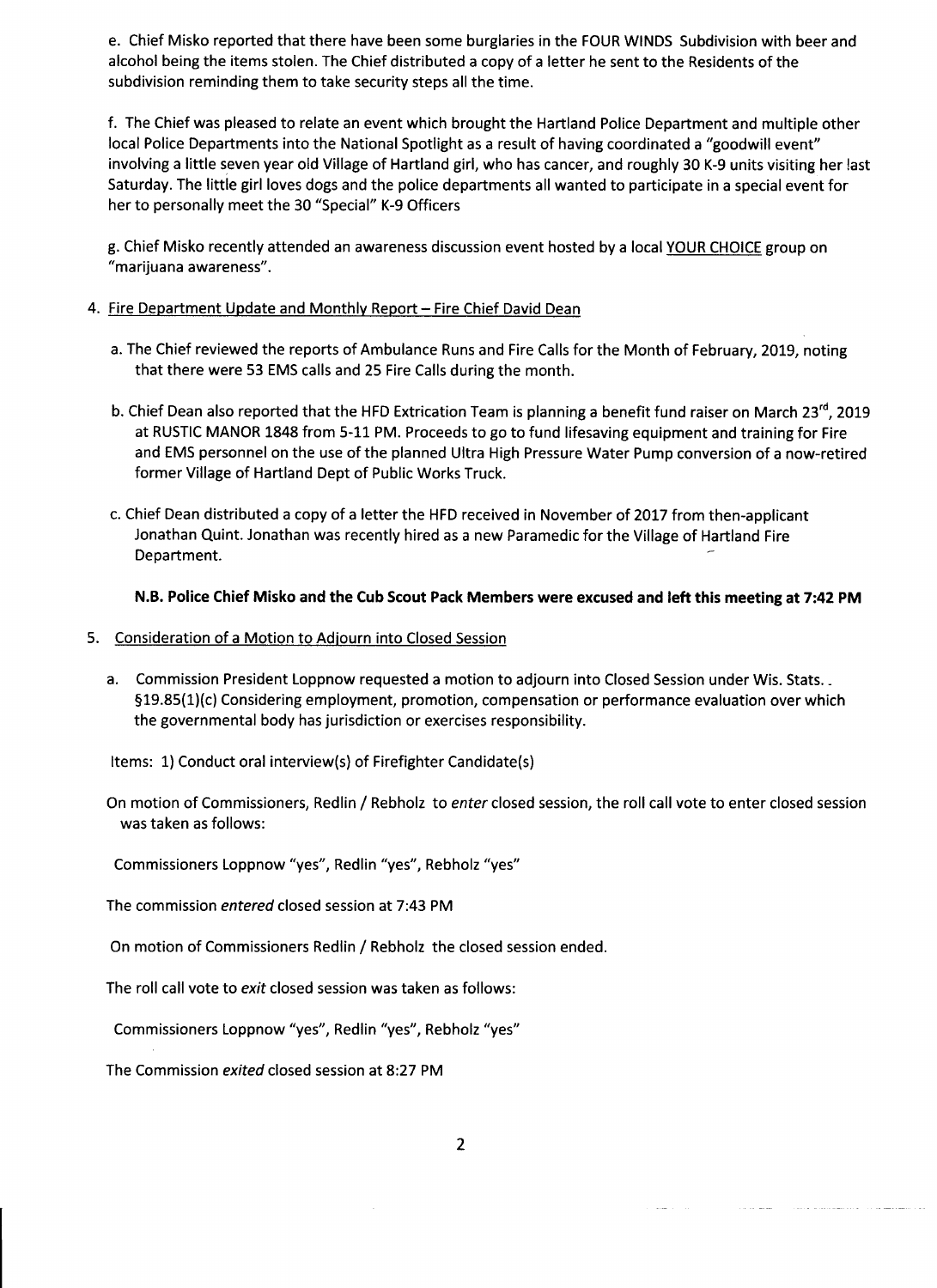e. Chief Misko reported that there have been some burglaries in the FOUR WINDS Subdivision with beer and alcohol being the items stolen. The Chief distributed a copy of a letter he sent to the Residents of the subdivision reminding them to take security steps all the time.

f. The Chief was pleased to relate an event which brought the Hartland Police Department and multiple other local Police Departments into the National Spotlight as a result of having coordinated a "goodwill event" involving a little seven year old Village of Hartland girl, who has cancer, and roughly 30 K-9 units visiting her last Saturday. The little girl loves dogs and the police departments all wanted to participate in a special event for her to personally meet the 30 "Special" K-9 Officers

g. Chief Misko recently attended an awareness discussion event hosted by a local YOUR CHOICE group on "marijuana awareness".

4. Fire Department Update and Monthly Report – Fire Chief David Dean

   a. The Chief reviewed the reports of Ambulance Runs and Fire Calls for the Month of February, 2019, noting that there were 53 EMS calls and 25 Fire Calls during the month.

   b. Chief Dean also reported that the HFD Extrication Team is planning a benefit fund raiser on March 23rd, 2019 at RUSTIC MANOR 1848 from 5-11 PM. Proceeds to go to fund lifesaving equipment and training for Fire and EMS personnel on the use of the planned Ultra High Pressure Water Pump conversion of a now-retired former Village of Hartland Dept of Public Works Truck.

   c. Chief Dean distributed a copy of a letter the HFD received in November of 2017 from then-applicant Jonathan Quint. Jonathan was recently hired as a new Paramedic for the Village of Hartland Fire Department.

**N.B. Police Chief Misko and the Cub Scout Pack Members were excused and left this meeting at 7:42 PM**

5. Consideration of a Motion to Adjourn into Closed Session

   a. Commission President Loppnow requested a motion to adjourn into Closed Session under Wis. Stats. §19.85(1)(c) Considering employment, promotion, compensation or performance evaluation over which the governmental body has jurisdiction or exercises responsibility.

   Items: 1) Conduct oral interview(s) of Firefighter Candidate(s)

   On motion of Commissioners, Redlin / Rebholz to *enter* closed session, the roll call vote to enter closed session was taken as follows:

   Commissioners Loppnow "yes", Redlin "yes", Rebholz "yes"

   The commission *entered* closed session at 7:43 PM

   On motion of Commissioners Redlin / Rebholz the closed session ended.

   The roll call vote to *exit* closed session was taken as follows:

   Commissioners Loppnow "yes", Redlin "yes", Rebholz "yes"

   The Commission *exited* closed session at 8:27 PM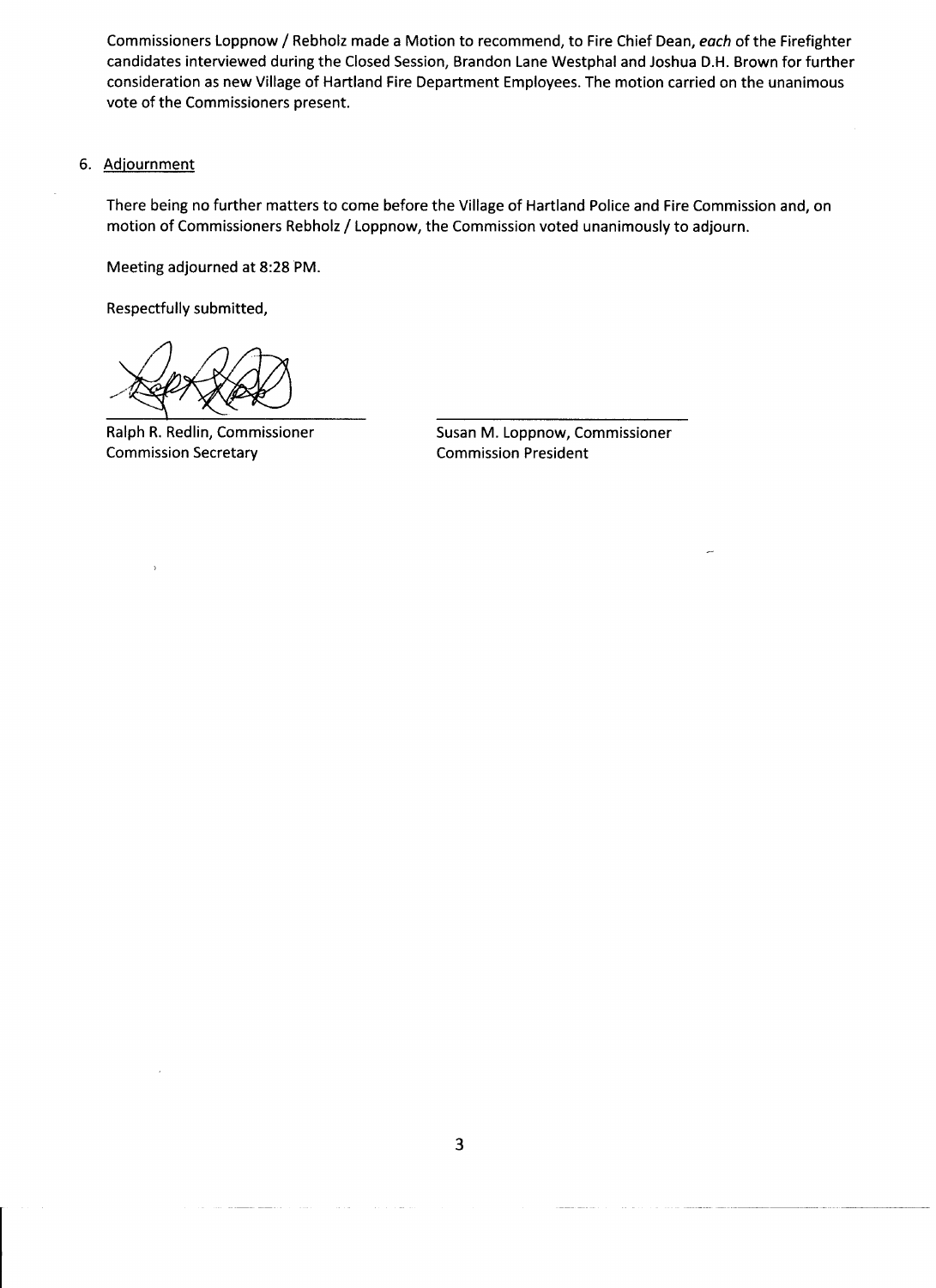Commissioners Loppnow / Rebholz made a Motion to recommend, to Fire Chief Dean, *each* of the Firefighter candidates interviewed during the Closed Session, Brandon Lane Westphal and Joshua D.H. Brown for further consideration as new Village of Hartland Fire Department Employees. The motion carried on the unanimous vote of the Commissioners present.

6. Adjournment

There being no further matters to come before the Village of Hartland Police and Fire Commission and, on motion of Commissioners Rebholz / Loppnow, the Commission voted unanimously to adjourn.

Meeting adjourned at 8:28 PM.

Respectfully submitted,

Ralph R. Redlin, Commissioner
Commission Secretary

Susan M. Loppnow, Commissioner
Commission President